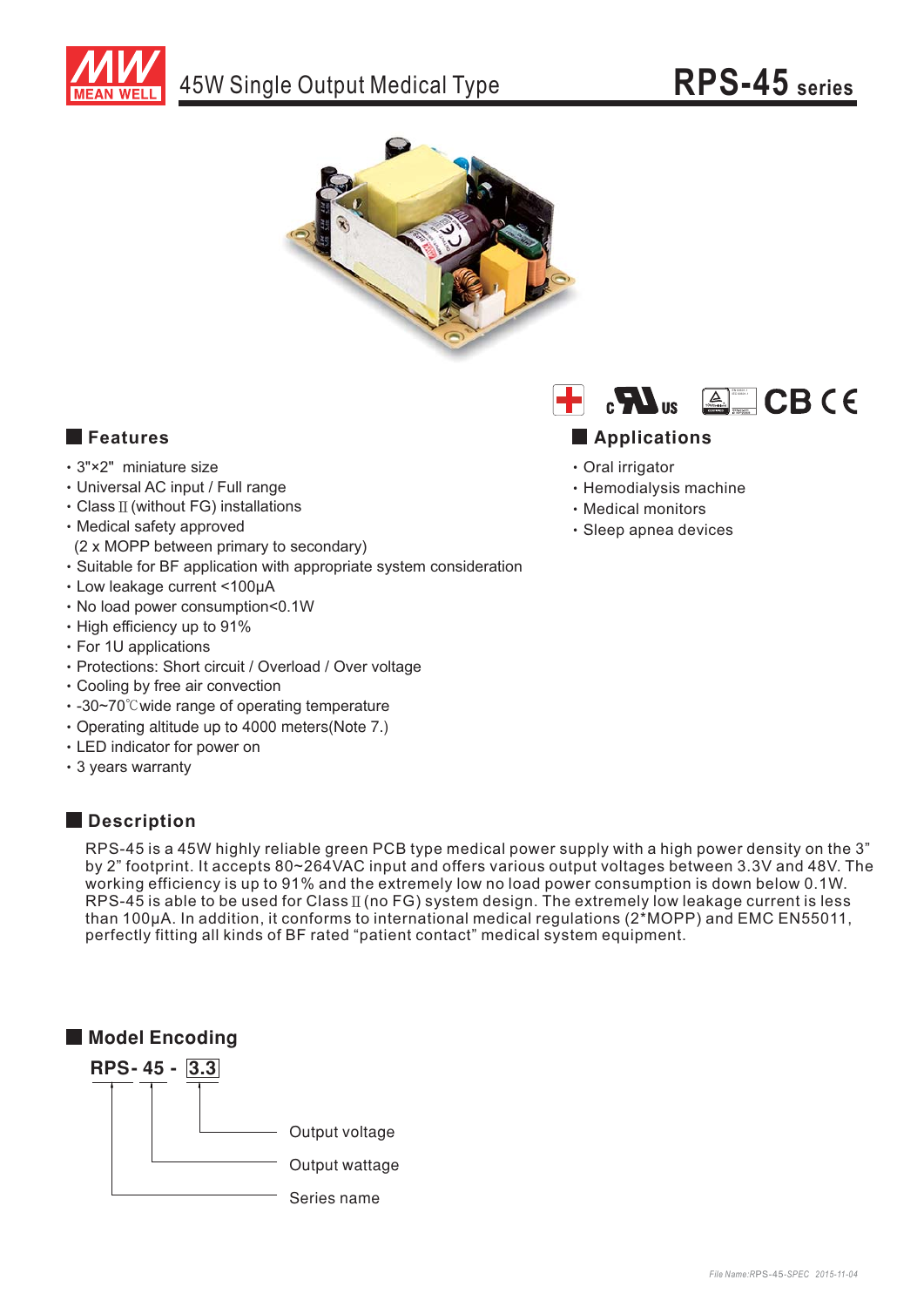# 45W Single Output Medical Type

# RPS-45 series

## Features

- 3"×2" miniature size
- Universal AC input / Full range
- Class II (without FG) installations
- Medical safety approved (2 x MOPP between primary to secondary)
- Suitable for BF application with appropriate system consideration
- Low leakage current <100μA
- No load power consumption<0.1W
- High efficiency up to 91%
- For 1U applications
- Protections: Short circuit / Overload / Over voltage
- Cooling by free air convection
- -30~70℃wide range of operating temperature
- Operating altitude up to 4000 meters(Note 7.)
- LED indicator for power on
- 3 years warranty

## Applications

- Oral irrigator
- Hemodialysis machine
- Medical monitors
- Sleep apnea devices

## Description

RPS-45 is a 45W highly reliable green PCB type medical power supply with a high power density on the 3" by 2" footprint. It accepts 80~264VAC input and offers various output voltages between 3.3V and 48V. The working efficiency is up to 91% and the extremely low no load power consumption is down below 0.1W. RPS-45 is able to be used for Class II (no FG) system design. The extremely low leakage current is less than 100μA. In addition, it conforms to international medical regulations (2*MOPP) and EMC EN55011, perfectly fitting all kinds of BF rated "patient contact" medical system equipment.

## Model Encoding

RPS- 45 - 3.3

- 3.3: Output voltage
- 45: Output wattage
- RPS: Series name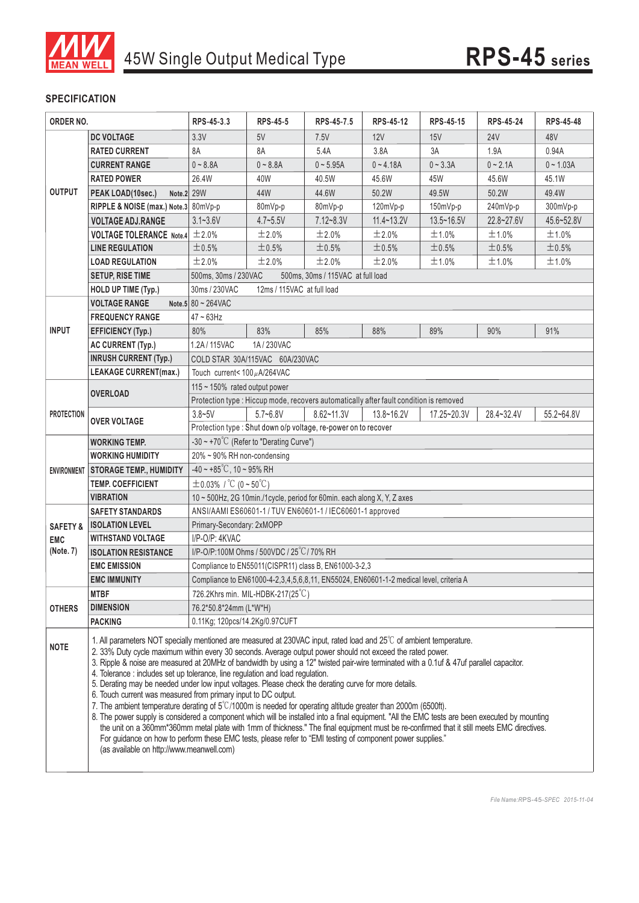# 45W Single Output Medical Type

## RPS-45 series

### SPECIFICATION

| ORDER NO. | | RPS-45-3.3 | RPS-45-5 | RPS-45-7.5 | RPS-45-12 | RPS-45-15 | RPS-45-24 | RPS-45-48 |
|---|---|---|---|---|---|---|---|---|
| OUTPUT | DC VOLTAGE | 3.3V | 5V | 7.5V | 12V | 15V | 24V | 48V |
| | RATED CURRENT | 8A | 8A | 5.4A | 3.8A | 3A | 1.9A | 0.94A |
| | CURRENT RANGE | 0 ~ 8.8A | 0 ~ 8.8A | 0 ~ 5.95A | 0 ~ 4.18A | 0 ~ 3.3A | 0 ~ 2.1A | 0 ~ 1.03A |
| | RATED POWER | 26.4W | 40W | 40.5W | 45.6W | 45W | 45.6W | 45.1W |
| | PEAK LOAD(10sec.) Note.2 | 29W | 44W | 44.6W | 50.2W | 49.5W | 50.2W | 49.4W |
| | RIPPLE & NOISE (max.) Note.3 | 80mVp-p | 80mVp-p | 80mVp-p | 120mVp-p | 150mVp-p | 240mVp-p | 300mVp-p |
| | VOLTAGE ADJ.RANGE | 3.1~3.6V | 4.7~5.5V | 7.12~8.3V | 11.4~13.2V | 13.5~16.5V | 22.8~27.6V | 45.6~52.8V |
| | VOLTAGE TOLERANCE Note.4 | ±2.0% | ±2.0% | ±2.0% | ±2.0% | ±1.0% | ±1.0% | ±1.0% |
| | LINE REGULATION | ±0.5% | ±0.5% | ±0.5% | ±0.5% | ±0.5% | ±0.5% | ±0.5% |
| | LOAD REGULATION | ±2.0% | ±2.0% | ±2.0% | ±2.0% | ±1.0% | ±1.0% | ±1.0% |
| | SETUP, RISE TIME | 500ms, 30ms / 230VAC 500ms, 30ms / 115VAC at full load | | | | | | |
| | HOLD UP TIME (Typ.) | 30ms / 230VAC 12ms / 115VAC at full load | | | | | | |
| INPUT | VOLTAGE RANGE Note.5 | 80 ~ 264VAC | | | | | | |
| | FREQUENCY RANGE | 47 ~ 63Hz | | | | | | |
| | EFFICIENCY (Typ.) | 80% | 83% | 85% | 88% | 89% | 90% | 91% |
| | AC CURRENT (Typ.) | 1.2A / 115VAC 1A / 230VAC | | | | | | |
| | INRUSH CURRENT (Typ.) | COLD STAR 30A/115VAC 60A/230VAC | | | | | | |
| | LEAKAGE CURRENT(max.) | Touch current< 100μA/264VAC | | | | | | |
| PROTECTION | OVERLOAD | 115 ~ 150% rated output power | | | | | | |
| | | Protection type : Hiccup mode, recovers automatically after fault condition is removed | | | | | | |
| | OVER VOLTAGE | 3.8~5V | 5.7~6.8V | 8.62~11.3V | 13.8~16.2V | 17.25~20.3V | 28.4~32.4V | 55.2~64.8V |
| | | Protection type : Shut down o/p voltage, re-power on to recover | | | | | | |
| ENVIRONMENT | WORKING TEMP. | -30 ~ +70℃ (Refer to "Derating Curve") | | | | | | |
| | WORKING HUMIDITY | 20% ~ 90% RH non-condensing | | | | | | |
| | STORAGE TEMP., HUMIDITY | -40 ~ +85℃, 10 ~ 95% RH | | | | | | |
| | TEMP. COEFFICIENT | ±0.03% / ℃ (0 ~ 50℃) | | | | | | |
| | VIBRATION | 10 ~ 500Hz, 2G 10min./1cycle, period for 60min. each along X, Y, Z axes | | | | | | |
| SAFETY & EMC (Note. 7) | SAFETY STANDARDS | ANSI/AAMI ES60601-1 / TUV EN60601-1 / IEC60601-1 approved | | | | | | |
| | ISOLATION LEVEL | Primary-Secondary: 2xMOPP | | | | | | |
| | WITHSTAND VOLTAGE | I/P-O/P: 4KVAC | | | | | | |
| | ISOLATION RESISTANCE | I/P-O/P:100M Ohms / 500VDC / 25℃/ 70% RH | | | | | | |
| | EMC EMISSION | Compliance to EN55011(CISPR11) class B, EN61000-3-2,3 | | | | | | |
| | EMC IMMUNITY | Compliance to EN61000-4-2,3,4,5,6,8,11, EN55024, EN60601-1-2 medical level, criteria A | | | | | | |
| OTHERS | MTBF | 726.2Khrs min. MIL-HDBK-217(25℃) | | | | | | |
| | DIMENSION | 76.2*50.8*24mm (L*W*H) | | | | | | |
| | PACKING | 0.11Kg; 120pcs/14.2Kg/0.97CUFT | | | | | | |

**NOTE**

1. All parameters NOT specially mentioned are measured at 230VAC input, rated load and 25℃ of ambient temperature.
2. 33% Duty cycle maximum within every 30 seconds. Average output power should not exceed the rated power.
3. Ripple & noise are measured at 20MHz of bandwidth by using a 12" twisted pair-wire terminated with a 0.1uf & 47uf parallel capacitor.
4. Tolerance : includes set up tolerance, line regulation and load regulation.
5. Derating may be needed under low input voltages. Please check the derating curve for more details.
6. Touch current was measured from primary input to DC output.
7. The ambient temperature derating of 5℃/1000m is needed for operating altitude greater than 2000m (6500ft).
8. The power supply is considered a component which will be installed into a final equipment. "All the EMC tests are been executed by mounting the unit on a 360mm*360mm metal plate with 1mm of thickness." The final equipment must be re-confirmed that it still meets EMC directives. For guidance on how to perform these EMC tests, please refer to "EMI testing of component power supplies." (as available on http://www.meanwell.com)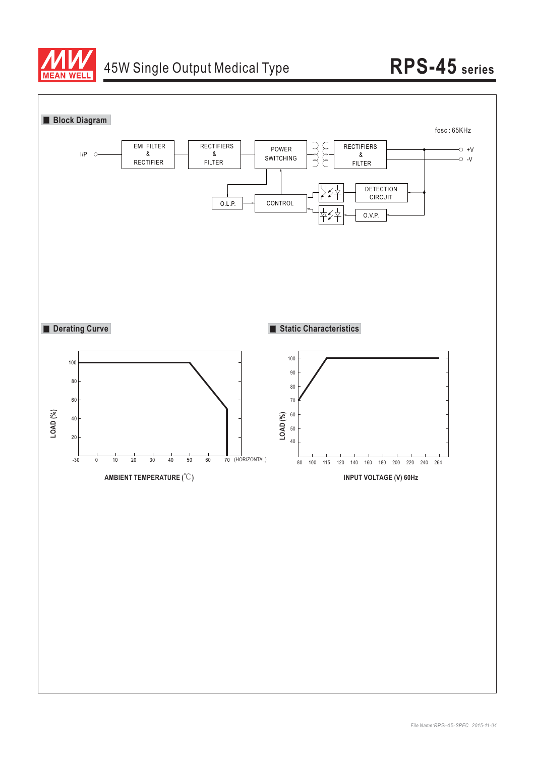# 45W Single Output Medical Type

# RPS-45 series

## Block Diagram

fosc : 65KHz

I/P — EMI FILTER & RECTIFIER — RECTIFIERS & FILTER — POWER SWITCHING — RECTIFIERS & FILTER — +V / -V

O.L.P. — CONTROL — DETECTION CIRCUIT — O.V.P.

## Derating Curve

LOAD (%)

100, 80, 60, 40, 20

-30, 0, 10, 20, 30, 40, 50, 60, 70 (HORIZONTAL)

AMBIENT TEMPERATURE (℃)

## Static Characteristics

LOAD (%)

100, 90, 80, 70, 60, 50, 40

80, 100, 115, 120, 140, 160, 180, 200, 220, 240, 264

INPUT VOLTAGE (V) 60Hz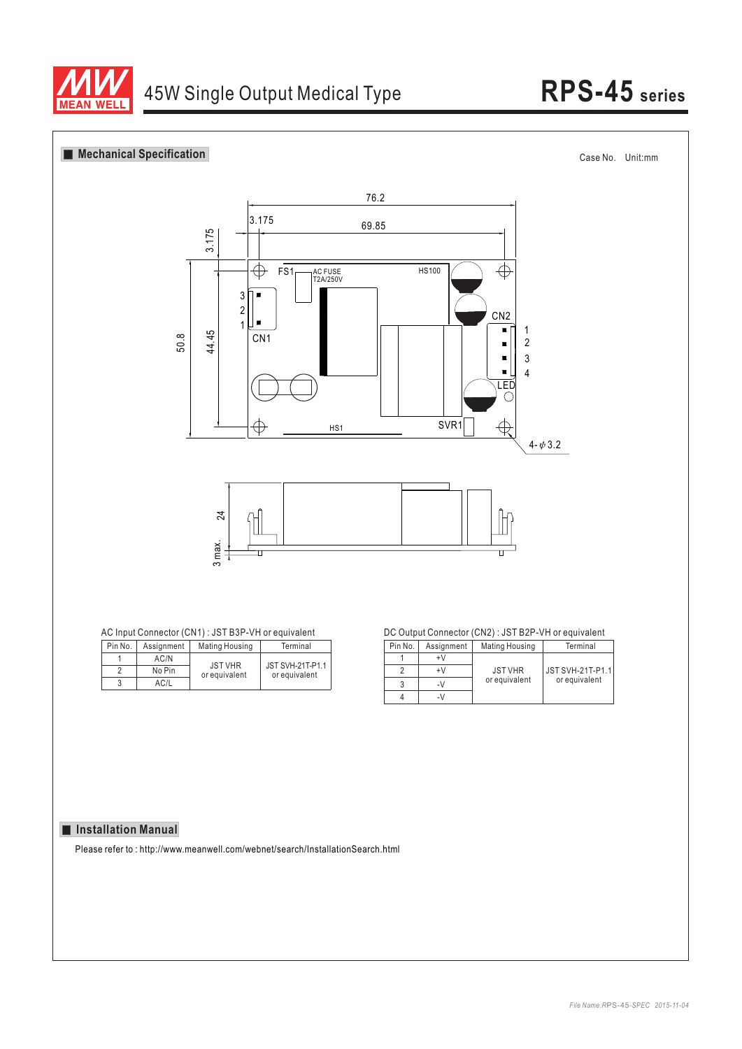## Mechanical Specification

Case No.    Unit:mm

76.2
3.175
69.85
3.175
50.8
44.45
FS1
AC FUSE
T2A/250V
HS100
CN1
CN2
LED
HS1
SVR1
4-ψ3.2
24
3 max.

AC Input Connector (CN1) : JST B3P-VH or equivalent

| Pin No. | Assignment | Mating Housing | Terminal |
|---|---|---|---|
| 1 | AC/N | JST VHR or equivalent | JST SVH-21T-P1.1 or equivalent |
| 2 | No Pin | | |
| 3 | AC/L | | |

DC Output Connector (CN2) : JST B2P-VH or equivalent

| Pin No. | Assignment | Mating Housing | Terminal |
|---|---|---|---|
| 1 | +V | JST VHR or equivalent | JST SVH-21T-P1.1 or equivalent |
| 2 | +V | | |
| 3 | -V | | |
| 4 | -V | | |

## Installation Manual

Please refer to : http://www.meanwell.com/webnet/search/InstallationSearch.html